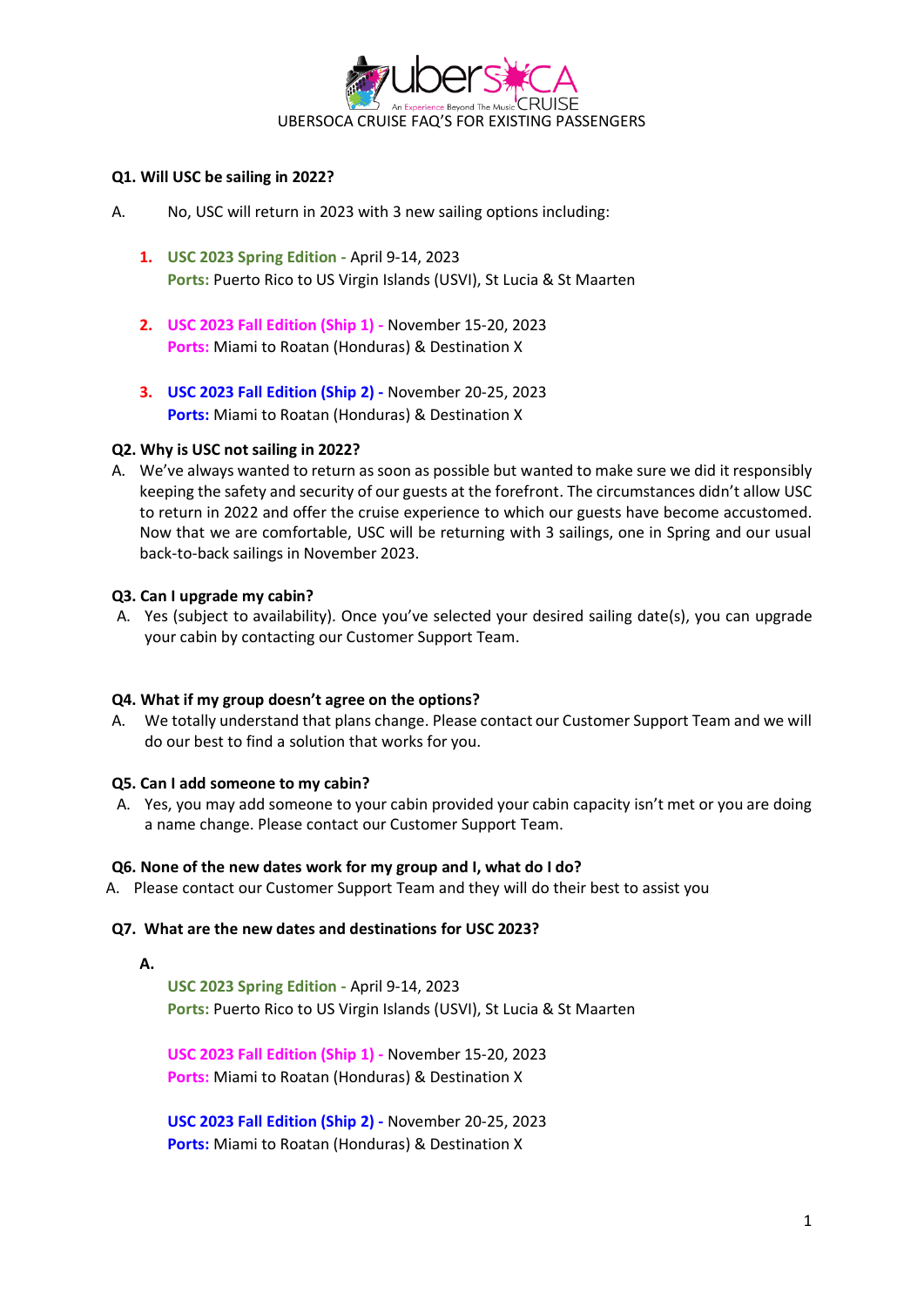# UBERSOCA CRUISE FAQ'S FOR EXISTING PASSENGERS

**Q1. Will USC be sailing in 2022?**

A. No, USC will return in 2023 with 3 new sailing options including:

1. **USC 2023 Spring Edition -** April 9-14, 2023
   **Ports:** Puerto Rico to US Virgin Islands (USVI), St Lucia & St Maarten

2. **USC 2023 Fall Edition (Ship 1) -** November 15-20, 2023
   **Ports:** Miami to Roatan (Honduras) & Destination X

3. **USC 2023 Fall Edition (Ship 2) -** November 20-25, 2023
   **Ports:** Miami to Roatan (Honduras) & Destination X

**Q2. Why is USC not sailing in 2022?**

A. We've always wanted to return as soon as possible but wanted to make sure we did it responsibly keeping the safety and security of our guests at the forefront. The circumstances didn't allow USC to return in 2022 and offer the cruise experience to which our guests have become accustomed. Now that we are comfortable, USC will be returning with 3 sailings, one in Spring and our usual back-to-back sailings in November 2023.

**Q3. Can I upgrade my cabin?**

A. Yes (subject to availability). Once you've selected your desired sailing date(s), you can upgrade your cabin by contacting our Customer Support Team.

**Q4. What if my group doesn't agree on the options?**

A. We totally understand that plans change. Please contact our Customer Support Team and we will do our best to find a solution that works for you.

**Q5. Can I add someone to my cabin?**

A. Yes, you may add someone to your cabin provided your cabin capacity isn't met or you are doing a name change. Please contact our Customer Support Team.

**Q6. None of the new dates work for my group and I, what do I do?**

A. Please contact our Customer Support Team and they will do their best to assist you

**Q7. What are the new dates and destinations for USC 2023?**

**A.**

**USC 2023 Spring Edition -** April 9-14, 2023
**Ports:** Puerto Rico to US Virgin Islands (USVI), St Lucia & St Maarten

**USC 2023 Fall Edition (Ship 1) -** November 15-20, 2023
**Ports:** Miami to Roatan (Honduras) & Destination X

**USC 2023 Fall Edition (Ship 2) -** November 20-25, 2023
**Ports:** Miami to Roatan (Honduras) & Destination X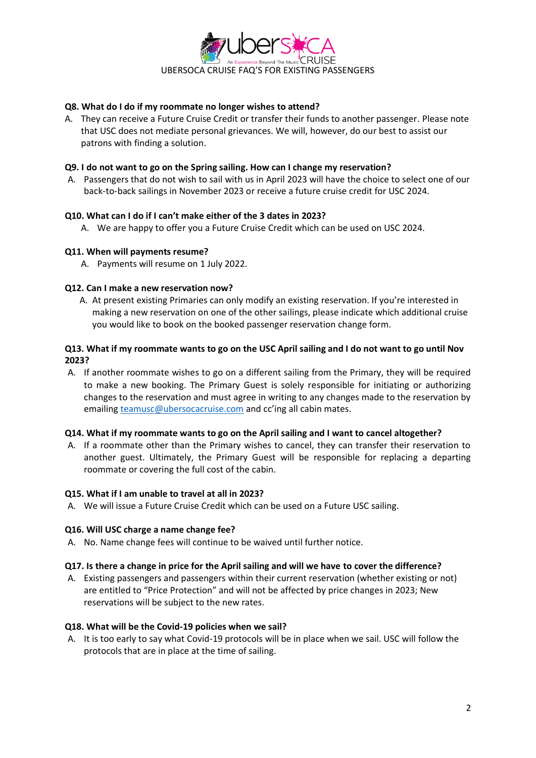UBERSOCA CRUISE FAQ'S FOR EXISTING PASSENGERS

**Q8. What do I do if my roommate no longer wishes to attend?**

A. They can receive a Future Cruise Credit or transfer their funds to another passenger. Please note that USC does not mediate personal grievances. We will, however, do our best to assist our patrons with finding a solution.

**Q9. I do not want to go on the Spring sailing. How can I change my reservation?**

A. Passengers that do not wish to sail with us in April 2023 will have the choice to select one of our back-to-back sailings in November 2023 or receive a future cruise credit for USC 2024.

**Q10. What can I do if I can't make either of the 3 dates in 2023?**

A. We are happy to offer you a Future Cruise Credit which can be used on USC 2024.

**Q11. When will payments resume?**

A. Payments will resume on 1 July 2022.

**Q12. Can I make a new reservation now?**

A. At present existing Primaries can only modify an existing reservation. If you're interested in making a new reservation on one of the other sailings, please indicate which additional cruise you would like to book on the booked passenger reservation change form.

**Q13. What if my roommate wants to go on the USC April sailing and I do not want to go until Nov 2023?**

A. If another roommate wishes to go on a different sailing from the Primary, they will be required to make a new booking. The Primary Guest is solely responsible for initiating or authorizing changes to the reservation and must agree in writing to any changes made to the reservation by emailing teamusc@ubersocacruise.com and cc'ing all cabin mates.

**Q14. What if my roommate wants to go on the April sailing and I want to cancel altogether?**

A. If a roommate other than the Primary wishes to cancel, they can transfer their reservation to another guest. Ultimately, the Primary Guest will be responsible for replacing a departing roommate or covering the full cost of the cabin.

**Q15. What if I am unable to travel at all in 2023?**

A. We will issue a Future Cruise Credit which can be used on a Future USC sailing.

**Q16. Will USC charge a name change fee?**

A. No. Name change fees will continue to be waived until further notice.

**Q17. Is there a change in price for the April sailing and will we have to cover the difference?**

A. Existing passengers and passengers within their current reservation (whether existing or not) are entitled to "Price Protection" and will not be affected by price changes in 2023; New reservations will be subject to the new rates.

**Q18. What will be the Covid-19 policies when we sail?**

A. It is too early to say what Covid-19 protocols will be in place when we sail. USC will follow the protocols that are in place at the time of sailing.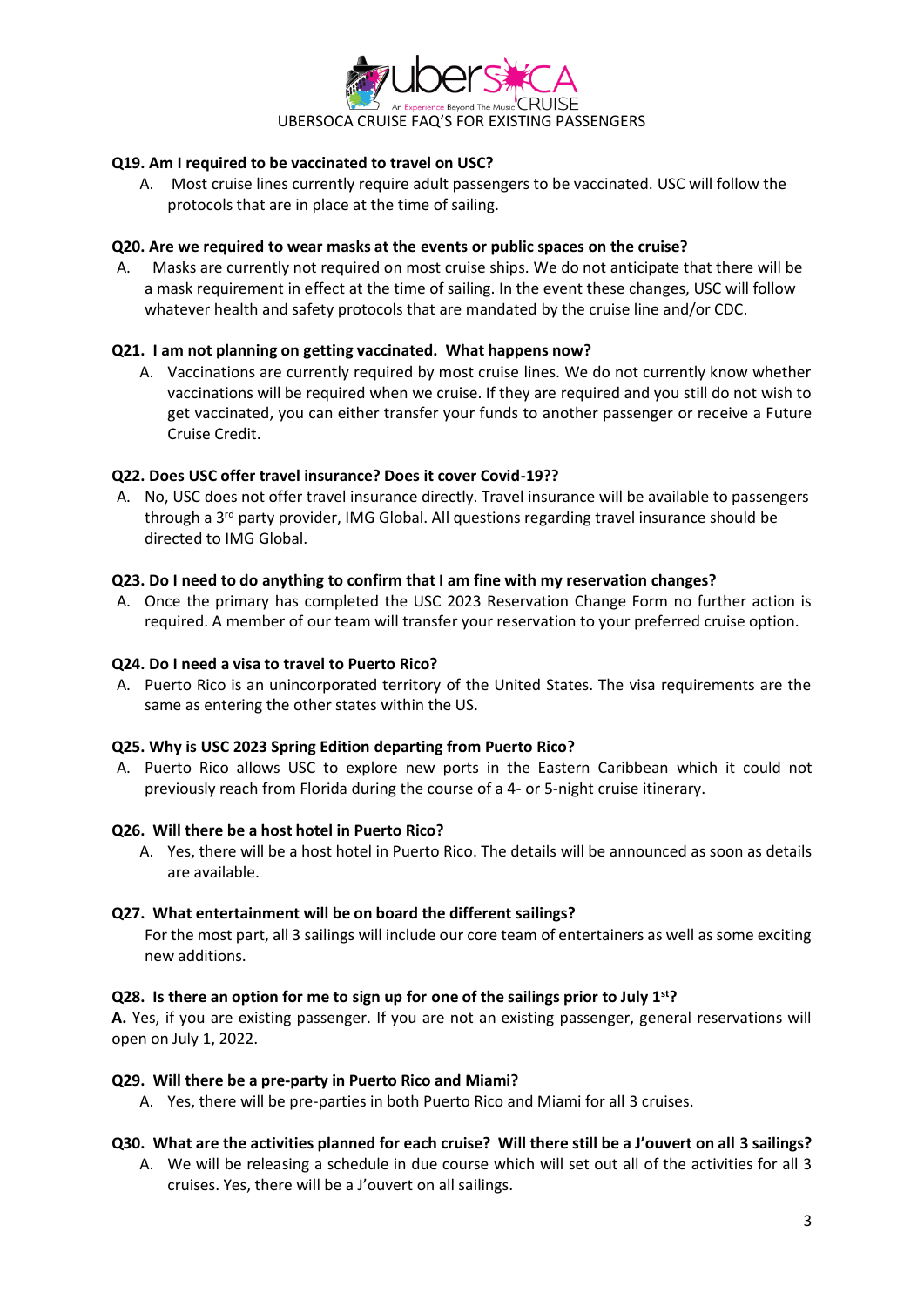UBERSOCA CRUISE FAQ'S FOR EXISTING PASSENGERS

**Q19. Am I required to be vaccinated to travel on USC?**

A. Most cruise lines currently require adult passengers to be vaccinated. USC will follow the protocols that are in place at the time of sailing.

**Q20. Are we required to wear masks at the events or public spaces on the cruise?**

A. Masks are currently not required on most cruise ships. We do not anticipate that there will be a mask requirement in effect at the time of sailing. In the event these changes, USC will follow whatever health and safety protocols that are mandated by the cruise line and/or CDC.

**Q21. I am not planning on getting vaccinated. What happens now?**

A. Vaccinations are currently required by most cruise lines. We do not currently know whether vaccinations will be required when we cruise. If they are required and you still do not wish to get vaccinated, you can either transfer your funds to another passenger or receive a Future Cruise Credit.

**Q22. Does USC offer travel insurance? Does it cover Covid-19??**

A. No, USC does not offer travel insurance directly. Travel insurance will be available to passengers through a 3rd party provider, IMG Global. All questions regarding travel insurance should be directed to IMG Global.

**Q23. Do I need to do anything to confirm that I am fine with my reservation changes?**

A. Once the primary has completed the USC 2023 Reservation Change Form no further action is required. A member of our team will transfer your reservation to your preferred cruise option.

**Q24. Do I need a visa to travel to Puerto Rico?**

A. Puerto Rico is an unincorporated territory of the United States. The visa requirements are the same as entering the other states within the US.

**Q25. Why is USC 2023 Spring Edition departing from Puerto Rico?**

A. Puerto Rico allows USC to explore new ports in the Eastern Caribbean which it could not previously reach from Florida during the course of a 4- or 5-night cruise itinerary.

**Q26. Will there be a host hotel in Puerto Rico?**

A. Yes, there will be a host hotel in Puerto Rico. The details will be announced as soon as details are available.

**Q27. What entertainment will be on board the different sailings?**

For the most part, all 3 sailings will include our core team of entertainers as well as some exciting new additions.

**Q28. Is there an option for me to sign up for one of the sailings prior to July 1st?**

**A.** Yes, if you are existing passenger. If you are not an existing passenger, general reservations will open on July 1, 2022.

**Q29. Will there be a pre-party in Puerto Rico and Miami?**

A. Yes, there will be pre-parties in both Puerto Rico and Miami for all 3 cruises.

**Q30. What are the activities planned for each cruise? Will there still be a J'ouvert on all 3 sailings?**

A. We will be releasing a schedule in due course which will set out all of the activities for all 3 cruises. Yes, there will be a J'ouvert on all sailings.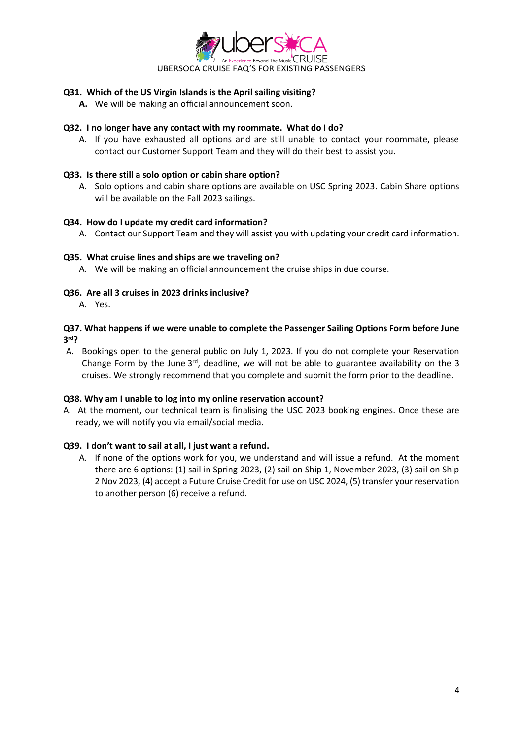**Q31. Which of the US Virgin Islands is the April sailing visiting?**

**A.** We will be making an official announcement soon.

**Q32. I no longer have any contact with my roommate. What do I do?**

A. If you have exhausted all options and are still unable to contact your roommate, please contact our Customer Support Team and they will do their best to assist you.

**Q33. Is there still a solo option or cabin share option?**

A. Solo options and cabin share options are available on USC Spring 2023. Cabin Share options will be available on the Fall 2023 sailings.

**Q34. How do I update my credit card information?**

A. Contact our Support Team and they will assist you with updating your credit card information.

**Q35. What cruise lines and ships are we traveling on?**

A. We will be making an official announcement the cruise ships in due course.

**Q36. Are all 3 cruises in 2023 drinks inclusive?**

A. Yes.

**Q37. What happens if we were unable to complete the Passenger Sailing Options Form before June 3rd?**

A. Bookings open to the general public on July 1, 2023. If you do not complete your Reservation Change Form by the June 3rd, deadline, we will not be able to guarantee availability on the 3 cruises. We strongly recommend that you complete and submit the form prior to the deadline.

**Q38. Why am I unable to log into my online reservation account?**

A. At the moment, our technical team is finalising the USC 2023 booking engines. Once these are ready, we will notify you via email/social media.

**Q39. I don't want to sail at all, I just want a refund.**

A. If none of the options work for you, we understand and will issue a refund. At the moment there are 6 options: (1) sail in Spring 2023, (2) sail on Ship 1, November 2023, (3) sail on Ship 2 Nov 2023, (4) accept a Future Cruise Credit for use on USC 2024, (5) transfer your reservation to another person (6) receive a refund.